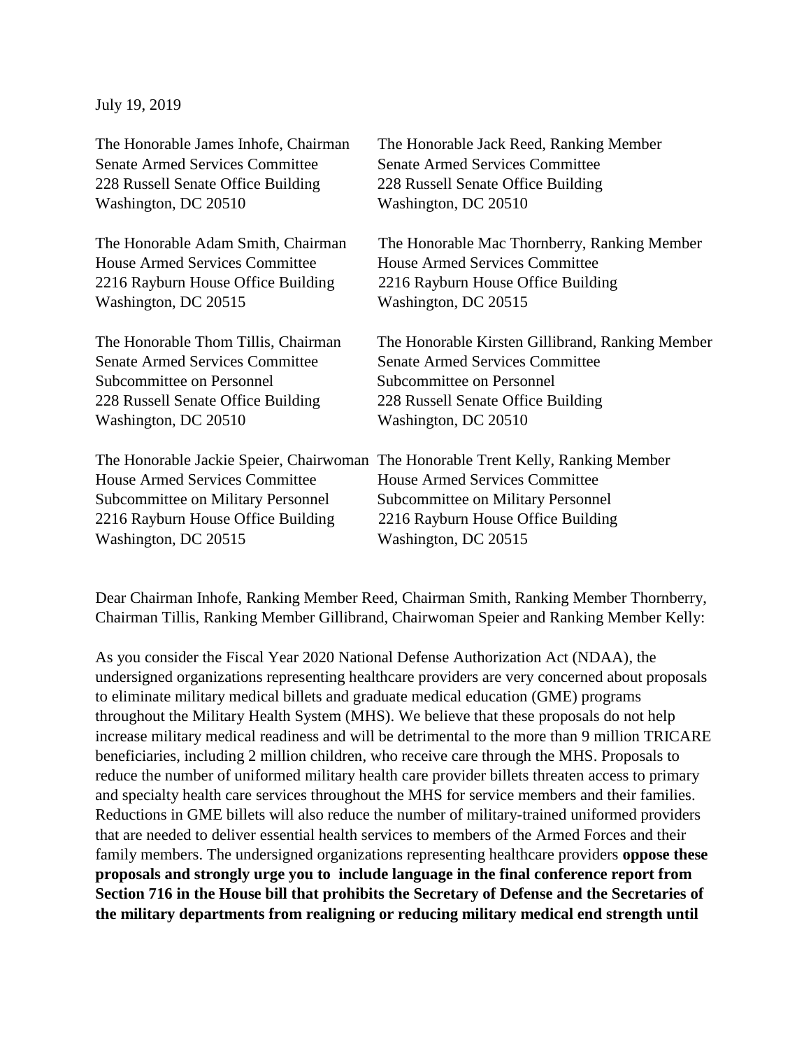July 19, 2019

The Honorable James Inhofe, Chairman
Senate Armed Services Committee
228 Russell Senate Office Building
Washington, DC 20510

The Honorable Jack Reed, Ranking Member
Senate Armed Services Committee
228 Russell Senate Office Building
Washington, DC 20510

The Honorable Adam Smith, Chairman
House Armed Services Committee
2216 Rayburn House Office Building
Washington, DC 20515

The Honorable Mac Thornberry, Ranking Member
House Armed Services Committee
2216 Rayburn House Office Building
Washington, DC 20515

The Honorable Thom Tillis, Chairman
Senate Armed Services Committee
Subcommittee on Personnel
228 Russell Senate Office Building
Washington, DC 20510

The Honorable Kirsten Gillibrand, Ranking Member
Senate Armed Services Committee
Subcommittee on Personnel
228 Russell Senate Office Building
Washington, DC 20510

The Honorable Jackie Speier, Chairwoman
House Armed Services Committee
Subcommittee on Military Personnel
2216 Rayburn House Office Building
Washington, DC 20515

The Honorable Trent Kelly, Ranking Member
House Armed Services Committee
Subcommittee on Military Personnel
2216 Rayburn House Office Building
Washington, DC 20515

Dear Chairman Inhofe, Ranking Member Reed, Chairman Smith, Ranking Member Thornberry, Chairman Tillis, Ranking Member Gillibrand, Chairwoman Speier and Ranking Member Kelly:

As you consider the Fiscal Year 2020 National Defense Authorization Act (NDAA), the undersigned organizations representing healthcare providers are very concerned about proposals to eliminate military medical billets and graduate medical education (GME) programs throughout the Military Health System (MHS). We believe that these proposals do not help increase military medical readiness and will be detrimental to the more than 9 million TRICARE beneficiaries, including 2 million children, who receive care through the MHS. Proposals to reduce the number of uniformed military health care provider billets threaten access to primary and specialty health care services throughout the MHS for service members and their families. Reductions in GME billets will also reduce the number of military-trained uniformed providers that are needed to deliver essential health services to members of the Armed Forces and their family members. The undersigned organizations representing healthcare providers **oppose these proposals and strongly urge you to include language in the final conference report from Section 716 in the House bill that prohibits the Secretary of Defense and the Secretaries of the military departments from realigning or reducing military medical end strength until**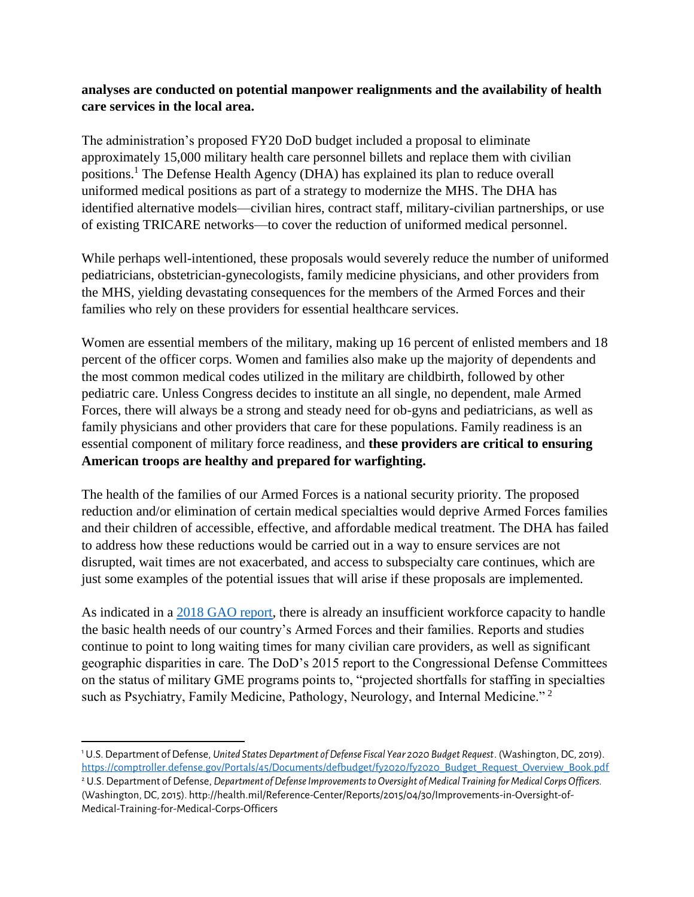**analyses are conducted on potential manpower realignments and the availability of health care services in the local area.**

The administration's proposed FY20 DoD budget included a proposal to eliminate approximately 15,000 military health care personnel billets and replace them with civilian positions.[1] The Defense Health Agency (DHA) has explained its plan to reduce overall uniformed medical positions as part of a strategy to modernize the MHS. The DHA has identified alternative models—civilian hires, contract staff, military-civilian partnerships, or use of existing TRICARE networks—to cover the reduction of uniformed medical personnel.

While perhaps well-intentioned, these proposals would severely reduce the number of uniformed pediatricians, obstetrician-gynecologists, family medicine physicians, and other providers from the MHS, yielding devastating consequences for the members of the Armed Forces and their families who rely on these providers for essential healthcare services.

Women are essential members of the military, making up 16 percent of enlisted members and 18 percent of the officer corps. Women and families also make up the majority of dependents and the most common medical codes utilized in the military are childbirth, followed by other pediatric care. Unless Congress decides to institute an all single, no dependent, male Armed Forces, there will always be a strong and steady need for ob-gyns and pediatricians, as well as family physicians and other providers that care for these populations. Family readiness is an essential component of military force readiness, and **these providers are critical to ensuring American troops are healthy and prepared for warfighting.**

The health of the families of our Armed Forces is a national security priority. The proposed reduction and/or elimination of certain medical specialties would deprive Armed Forces families and their children of accessible, effective, and affordable medical treatment. The DHA has failed to address how these reductions would be carried out in a way to ensure services are not disrupted, wait times are not exacerbated, and access to subspecialty care continues, which are just some examples of the potential issues that will arise if these proposals are implemented.

As indicated in a [2018 GAO report](), there is already an insufficient workforce capacity to handle the basic health needs of our country's Armed Forces and their families. Reports and studies continue to point to long waiting times for many civilian care providers, as well as significant geographic disparities in care. The DoD's 2015 report to the Congressional Defense Committees on the status of military GME programs points to, "projected shortfalls for staffing in specialties such as Psychiatry, Family Medicine, Pathology, Neurology, and Internal Medicine."[2]

---

[1] U.S. Department of Defense, *United States Department of Defense Fiscal Year 2020 Budget Request*. (Washington, DC, 2019). https://comptroller.defense.gov/Portals/45/Documents/defbudget/fy2020/fy2020_Budget_Request_Overview_Book.pdf

[2] U.S. Department of Defense, *Department of Defense Improvements to Oversight of Medical Training for Medical Corps Officers*. (Washington, DC, 2015). http://health.mil/Reference-Center/Reports/2015/04/30/Improvements-in-Oversight-of-Medical-Training-for-Medical-Corps-Officers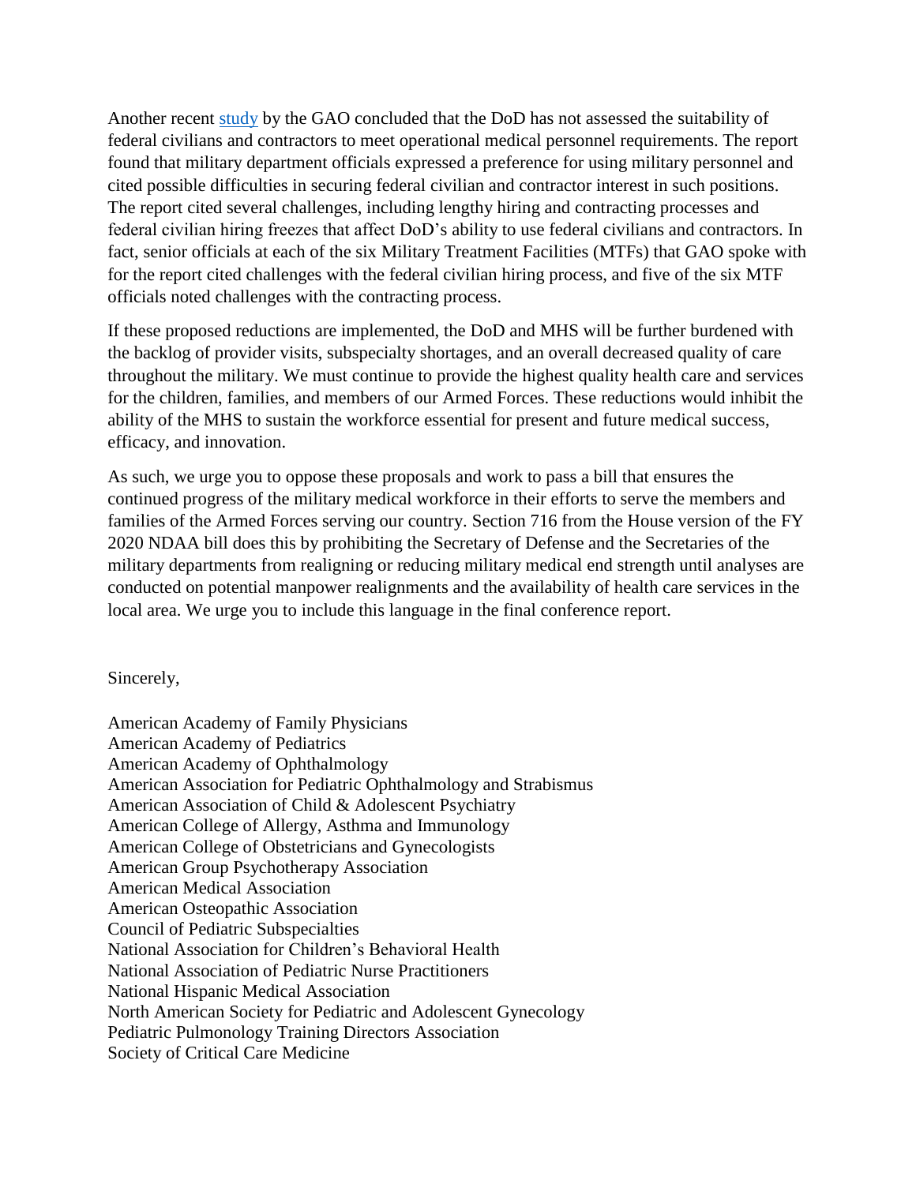Another recent [study](study) by the GAO concluded that the DoD has not assessed the suitability of federal civilians and contractors to meet operational medical personnel requirements. The report found that military department officials expressed a preference for using military personnel and cited possible difficulties in securing federal civilian and contractor interest in such positions. The report cited several challenges, including lengthy hiring and contracting processes and federal civilian hiring freezes that affect DoD's ability to use federal civilians and contractors. In fact, senior officials at each of the six Military Treatment Facilities (MTFs) that GAO spoke with for the report cited challenges with the federal civilian hiring process, and five of the six MTF officials noted challenges with the contracting process.

If these proposed reductions are implemented, the DoD and MHS will be further burdened with the backlog of provider visits, subspecialty shortages, and an overall decreased quality of care throughout the military. We must continue to provide the highest quality health care and services for the children, families, and members of our Armed Forces. These reductions would inhibit the ability of the MHS to sustain the workforce essential for present and future medical success, efficacy, and innovation.

As such, we urge you to oppose these proposals and work to pass a bill that ensures the continued progress of the military medical workforce in their efforts to serve the members and families of the Armed Forces serving our country. Section 716 from the House version of the FY 2020 NDAA bill does this by prohibiting the Secretary of Defense and the Secretaries of the military departments from realigning or reducing military medical end strength until analyses are conducted on potential manpower realignments and the availability of health care services in the local area. We urge you to include this language in the final conference report.

Sincerely,

American Academy of Family Physicians
American Academy of Pediatrics
American Academy of Ophthalmology
American Association for Pediatric Ophthalmology and Strabismus
American Association of Child & Adolescent Psychiatry
American College of Allergy, Asthma and Immunology
American College of Obstetricians and Gynecologists
American Group Psychotherapy Association
American Medical Association
American Osteopathic Association
Council of Pediatric Subspecialties
National Association for Children's Behavioral Health
National Association of Pediatric Nurse Practitioners
National Hispanic Medical Association
North American Society for Pediatric and Adolescent Gynecology
Pediatric Pulmonology Training Directors Association
Society of Critical Care Medicine